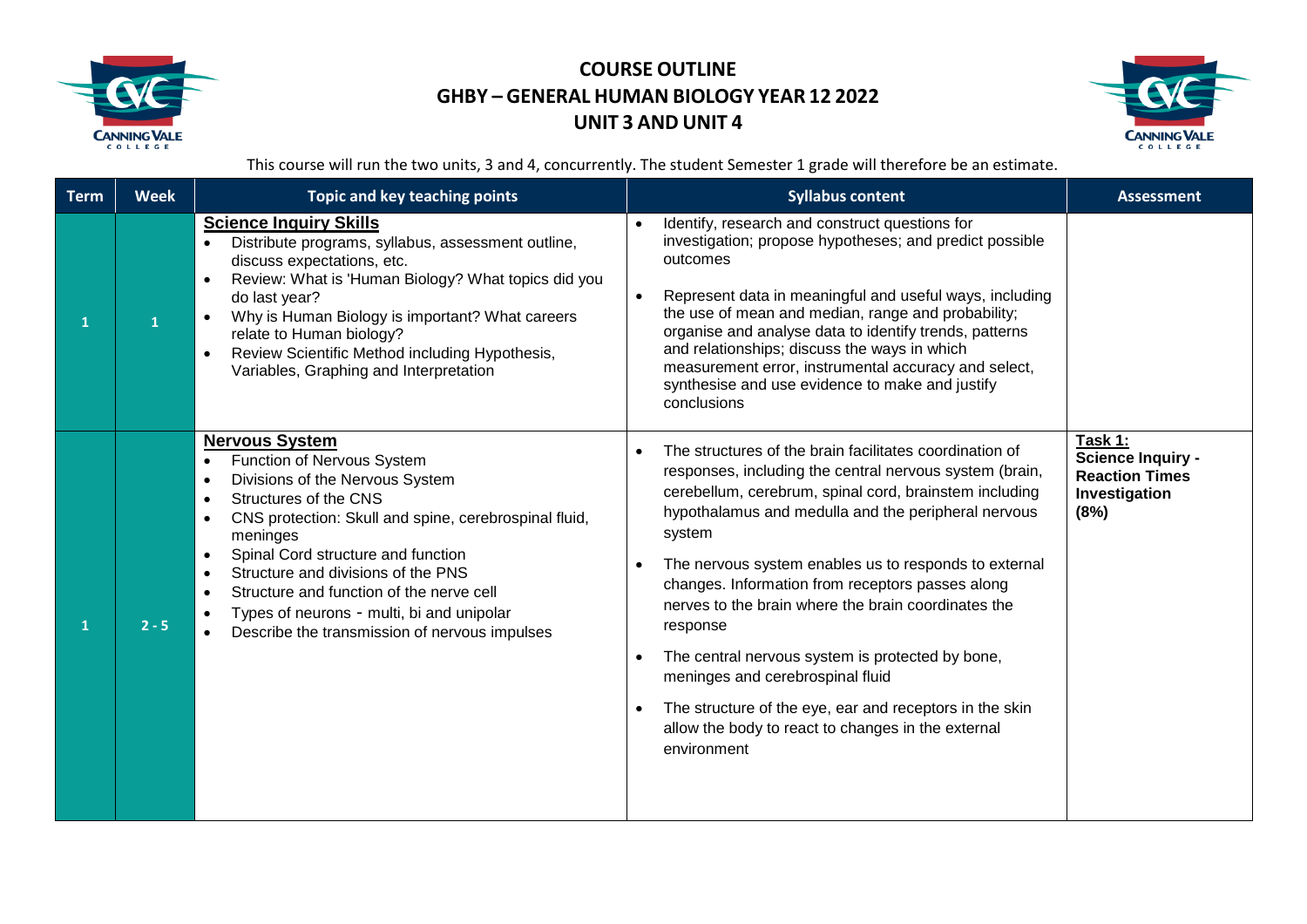# COURSE OUTLINE
## GHBY – GENERAL HUMAN BIOLOGY YEAR 12 2022
## UNIT 3 AND UNIT 4

This course will run the two units, 3 and 4, concurrently. The student Semester 1 grade will therefore be an estimate.

| Term | Week | Topic and key teaching points | Syllabus content | Assessment |
|---|---|---|---|---|
| 1 | 1 | **Science Inquiry Skills**<br>• Distribute programs, syllabus, assessment outline, discuss expectations, etc.<br>• Review: What is 'Human Biology? What topics did you do last year?<br>• Why is Human Biology is important? What careers relate to Human biology?<br>• Review Scientific Method including Hypothesis, Variables, Graphing and Interpretation | • Identify, research and construct questions for investigation; propose hypotheses; and predict possible outcomes<br>• Represent data in meaningful and useful ways, including the use of mean and median, range and probability; organise and analyse data to identify trends, patterns and relationships; discuss the ways in which measurement error, instrumental accuracy and select, synthesise and use evidence to make and justify conclusions | |
| 1 | 2 - 5 | **Nervous System**<br>• Function of Nervous System<br>• Divisions of the Nervous System<br>• Structures of the CNS<br>• CNS protection: Skull and spine, cerebrospinal fluid, meninges<br>• Spinal Cord structure and function<br>• Structure and divisions of the PNS<br>• Structure and function of the nerve cell<br>• Types of neurons - multi, bi and unipolar<br>• Describe the transmission of nervous impulses | • The structures of the brain facilitates coordination of responses, including the central nervous system (brain, cerebellum, cerebrum, spinal cord, brainstem including hypothalamus and medulla and the peripheral nervous system<br>• The nervous system enables us to responds to external changes. Information from receptors passes along nerves to the brain where the brain coordinates the response<br>• The central nervous system is protected by bone, meninges and cerebrospinal fluid<br>• The structure of the eye, ear and receptors in the skin allow the body to react to changes in the external environment | **Task 1:**<br>**Science Inquiry - Reaction Times Investigation (8%)** |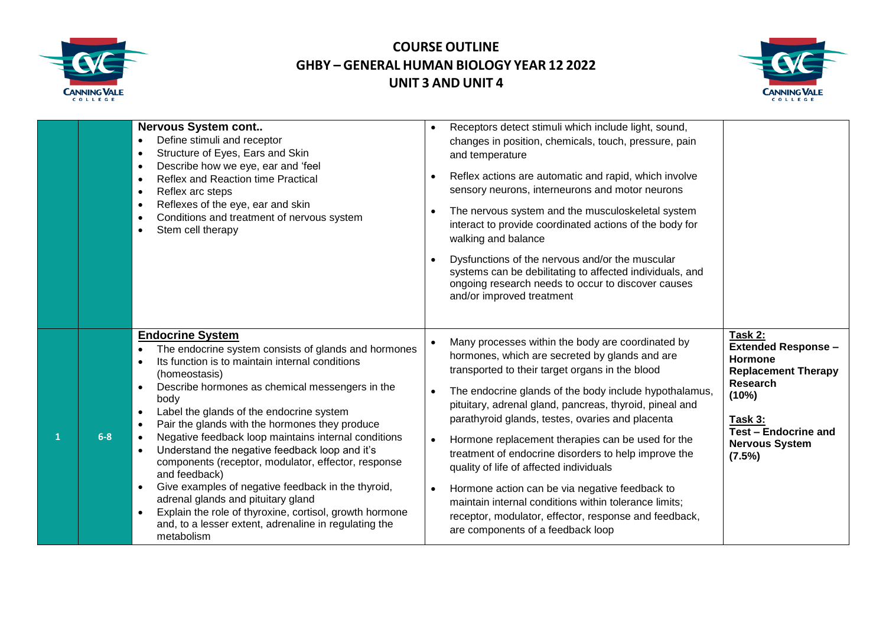| | | | | |
|---|---|---|---|---|
| | | **Nervous System cont..**<br>• Define stimuli and receptor<br>• Structure of Eyes, Ears and Skin<br>• Describe how we eye, ear and 'feel<br>• Reflex and Reaction time Practical<br>• Reflex arc steps<br>• Reflexes of the eye, ear and skin<br>• Conditions and treatment of nervous system<br>• Stem cell therapy | • Receptors detect stimuli which include light, sound, changes in position, chemicals, touch, pressure, pain and temperature<br>• Reflex actions are automatic and rapid, which involve sensory neurons, interneurons and motor neurons<br>• The nervous system and the musculoskeletal system interact to provide coordinated actions of the body for walking and balance<br>• Dysfunctions of the nervous and/or the muscular systems can be debilitating to affected individuals, and ongoing research needs to occur to discover causes and/or improved treatment | |
| 1 | 6-8 | **Endocrine System**<br>• The endocrine system consists of glands and hormones<br>• Its function is to maintain internal conditions (homeostasis)<br>• Describe hormones as chemical messengers in the body<br>• Label the glands of the endocrine system<br>• Pair the glands with the hormones they produce<br>• Negative feedback loop maintains internal conditions<br>• Understand the negative feedback loop and it's components (receptor, modulator, effector, response and feedback)<br>• Give examples of negative feedback in the thyroid, adrenal glands and pituitary gland<br>• Explain the role of thyroxine, cortisol, growth hormone and, to a lesser extent, adrenaline in regulating the metabolism | • Many processes within the body are coordinated by hormones, which are secreted by glands and are transported to their target organs in the blood<br>• The endocrine glands of the body include hypothalamus, pituitary, adrenal gland, pancreas, thyroid, pineal and parathyroid glands, testes, ovaries and placenta<br>• Hormone replacement therapies can be used for the treatment of endocrine disorders to help improve the quality of life of affected individuals<br>• Hormone action can be via negative feedback to maintain internal conditions within tolerance limits; receptor, modulator, effector, response and feedback, are components of a feedback loop | **Task 2:**<br>**Extended Response – Hormone Replacement Therapy Research (10%)**<br><br>**Task 3:**<br>**Test – Endocrine and Nervous System (7.5%)** |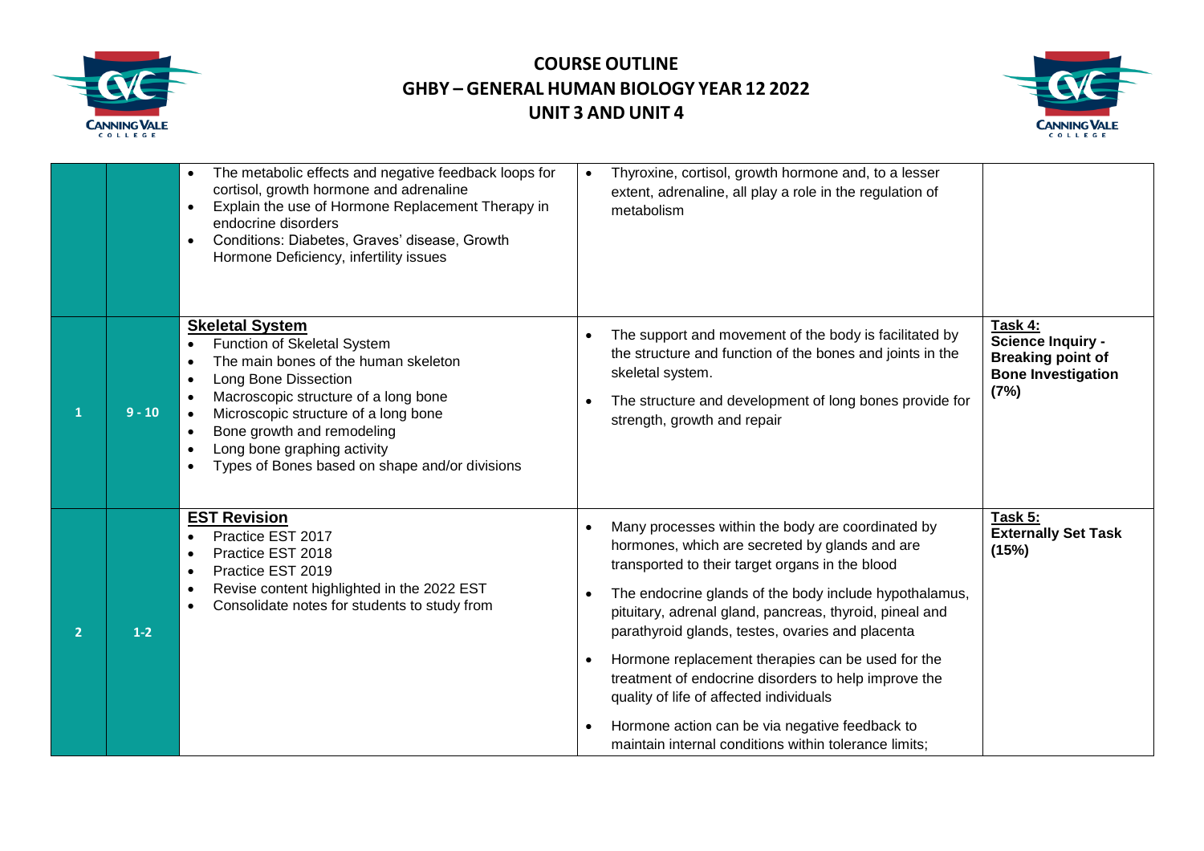| | | | | |
|---|---|---|---|---|
| | | • The metabolic effects and negative feedback loops for cortisol, growth hormone and adrenaline<br>• Explain the use of Hormone Replacement Therapy in endocrine disorders<br>• Conditions: Diabetes, Graves' disease, Growth Hormone Deficiency, infertility issues | • Thyroxine, cortisol, growth hormone and, to a lesser extent, adrenaline, all play a role in the regulation of metabolism | |
| 1 | 9 - 10 | **Skeletal System**<br>• Function of Skeletal System<br>• The main bones of the human skeleton<br>• Long Bone Dissection<br>• Macroscopic structure of a long bone<br>• Microscopic structure of a long bone<br>• Bone growth and remodeling<br>• Long bone graphing activity<br>• Types of Bones based on shape and/or divisions | • The support and movement of the body is facilitated by the structure and function of the bones and joints in the skeletal system.<br>• The structure and development of long bones provide for strength, growth and repair | **Task 4: Science Inquiry - Breaking point of Bone Investigation (7%)** |
| 2 | 1-2 | **EST Revision**<br>• Practice EST 2017<br>• Practice EST 2018<br>• Practice EST 2019<br>• Revise content highlighted in the 2022 EST<br>• Consolidate notes for students to study from | • Many processes within the body are coordinated by hormones, which are secreted by glands and are transported to their target organs in the blood<br>• The endocrine glands of the body include hypothalamus, pituitary, adrenal gland, pancreas, thyroid, pineal and parathyroid glands, testes, ovaries and placenta<br>• Hormone replacement therapies can be used for the treatment of endocrine disorders to help improve the quality of life of affected individuals<br>• Hormone action can be via negative feedback to maintain internal conditions within tolerance limits; | **Task 5: Externally Set Task (15%)** |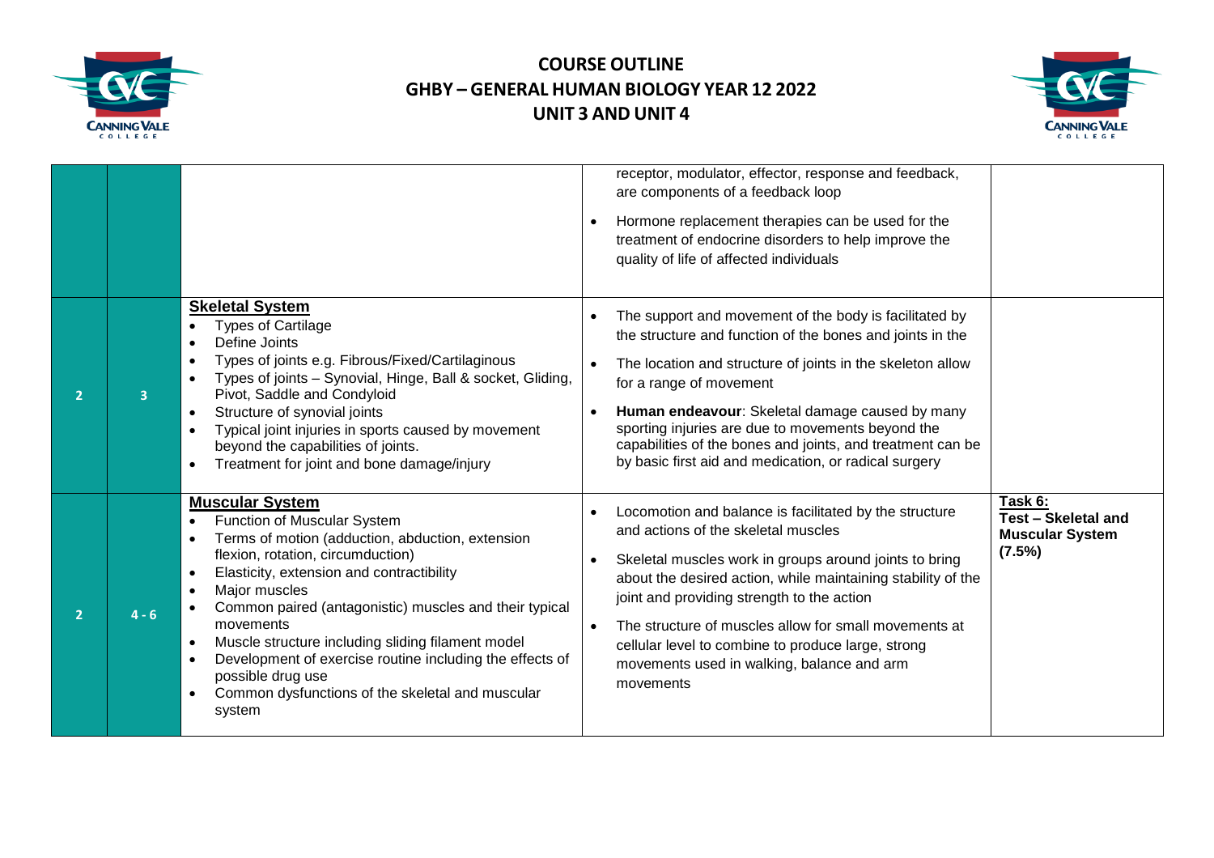| | | | | |
|---|---|---|---|---|
| | | | receptor, modulator, effector, response and feedback, are components of a feedback loop<br>• Hormone replacement therapies can be used for the treatment of endocrine disorders to help improve the quality of life of affected individuals | |
| 2 | 3 | **Skeletal System**<br>• Types of Cartilage<br>• Define Joints<br>• Types of joints e.g. Fibrous/Fixed/Cartilaginous<br>• Types of joints – Synovial, Hinge, Ball & socket, Gliding, Pivot, Saddle and Condyloid<br>• Structure of synovial joints<br>• Typical joint injuries in sports caused by movement beyond the capabilities of joints.<br>• Treatment for joint and bone damage/injury | • The support and movement of the body is facilitated by the structure and function of the bones and joints in the<br>• The location and structure of joints in the skeleton allow for a range of movement<br>• **Human endeavour**: Skeletal damage caused by many sporting injuries are due to movements beyond the capabilities of the bones and joints, and treatment can be by basic first aid and medication, or radical surgery | |
| 2 | 4 - 6 | **Muscular System**<br>• Function of Muscular System<br>• Terms of motion (adduction, abduction, extension flexion, rotation, circumduction)<br>• Elasticity, extension and contractibility<br>• Major muscles<br>• Common paired (antagonistic) muscles and their typical movements<br>• Muscle structure including sliding filament model<br>• Development of exercise routine including the effects of possible drug use<br>• Common dysfunctions of the skeletal and muscular system | • Locomotion and balance is facilitated by the structure and actions of the skeletal muscles<br>• Skeletal muscles work in groups around joints to bring about the desired action, while maintaining stability of the joint and providing strength to the action<br>• The structure of muscles allow for small movements at cellular level to combine to produce large, strong movements used in walking, balance and arm movements | **Task 6:**<br>**Test – Skeletal and Muscular System (7.5%)** |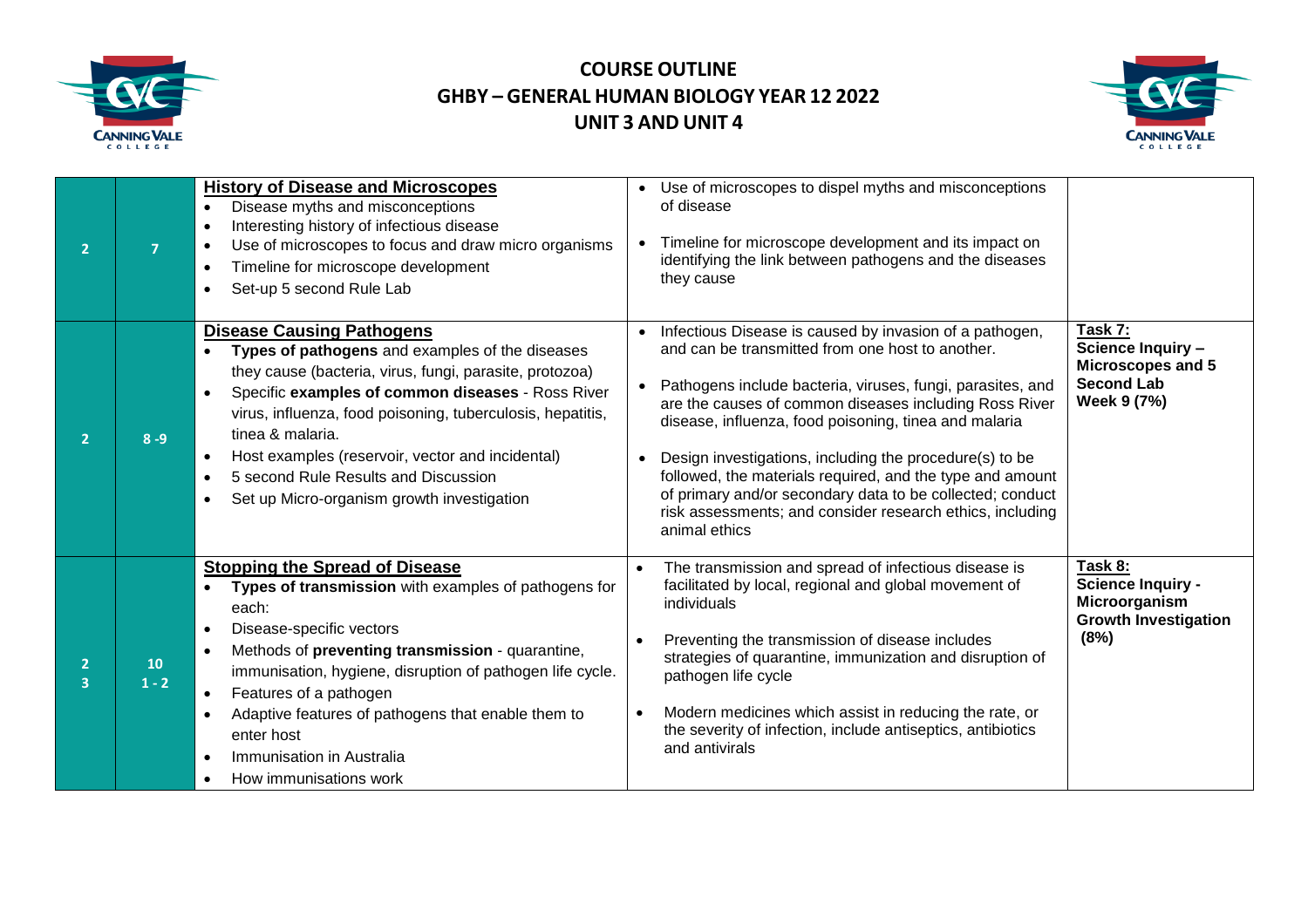# COURSE OUTLINE
# GHBY – GENERAL HUMAN BIOLOGY YEAR 12 2022
# UNIT 3 AND UNIT 4

| | | | | |
|---|---|---|---|---|
| 2 | 7 | **History of Disease and Microscopes**<br>• Disease myths and misconceptions<br>• Interesting history of infectious disease<br>• Use of microscopes to focus and draw micro organisms<br>• Timeline for microscope development<br>• Set-up 5 second Rule Lab | • Use of microscopes to dispel myths and misconceptions of disease<br>• Timeline for microscope development and its impact on identifying the link between pathogens and the diseases they cause | |
| 2 | 8 -9 | **Disease Causing Pathogens**<br>• **Types of pathogens** and examples of the diseases they cause (bacteria, virus, fungi, parasite, protozoa)<br>• Specific **examples of common diseases** - Ross River virus, influenza, food poisoning, tuberculosis, hepatitis, tinea & malaria.<br>• Host examples (reservoir, vector and incidental)<br>• 5 second Rule Results and Discussion<br>• Set up Micro-organism growth investigation | • Infectious Disease is caused by invasion of a pathogen, and can be transmitted from one host to another.<br>• Pathogens include bacteria, viruses, fungi, parasites, and are the causes of common diseases including Ross River disease, influenza, food poisoning, tinea and malaria<br>• Design investigations, including the procedure(s) to be followed, the materials required, and the type and amount of primary and/or secondary data to be collected; conduct risk assessments; and consider research ethics, including animal ethics | **Task 7:**<br>**Science Inquiry – Microscopes and 5 Second Lab Week 9 (7%)** |
| 2<br>3 | 10<br>1 - 2 | **Stopping the Spread of Disease**<br>• **Types of transmission** with examples of pathogens for each:<br>• Disease-specific vectors<br>• Methods of **preventing transmission** - quarantine, immunisation, hygiene, disruption of pathogen life cycle.<br>• Features of a pathogen<br>• Adaptive features of pathogens that enable them to enter host<br>• Immunisation in Australia<br>• How immunisations work | • The transmission and spread of infectious disease is facilitated by local, regional and global movement of individuals<br>• Preventing the transmission of disease includes strategies of quarantine, immunization and disruption of pathogen life cycle<br>• Modern medicines which assist in reducing the rate, or the severity of infection, include antiseptics, antibiotics and antivirals | **Task 8:**<br>**Science Inquiry - Microorganism Growth Investigation (8%)** |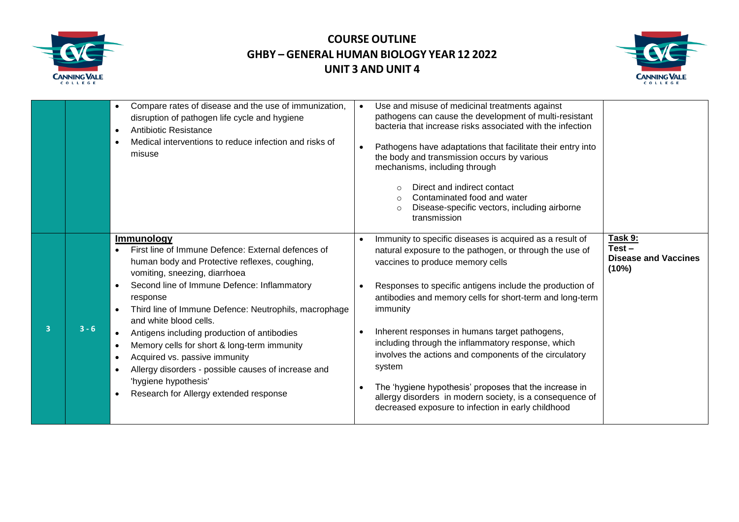| | | | | |
|---|---|---|---|---|
| | | • Compare rates of disease and the use of immunization, disruption of pathogen life cycle and hygiene<br>• Antibiotic Resistance<br>• Medical interventions to reduce infection and risks of misuse | • Use and misuse of medicinal treatments against pathogens can cause the development of multi-resistant bacteria that increase risks associated with the infection<br>• Pathogens have adaptations that facilitate their entry into the body and transmission occurs by various mechanisms, including through<br>  ◦ Direct and indirect contact<br>  ◦ Contaminated food and water<br>  ◦ Disease-specific vectors, including airborne transmission | |
| 3 | 3 - 6 | **Immunology**<br>• First line of Immune Defence: External defences of human body and Protective reflexes, coughing, vomiting, sneezing, diarrhoea<br>• Second line of Immune Defence: Inflammatory response<br>• Third line of Immune Defence: Neutrophils, macrophage and white blood cells.<br>• Antigens including production of antibodies<br>• Memory cells for short & long-term immunity<br>• Acquired vs. passive immunity<br>• Allergy disorders - possible causes of increase and 'hygiene hypothesis'<br>• Research for Allergy extended response | • Immunity to specific diseases is acquired as a result of natural exposure to the pathogen, or through the use of vaccines to produce memory cells<br>• Responses to specific antigens include the production of antibodies and memory cells for short-term and long-term immunity<br>• Inherent responses in humans target pathogens, including through the inflammatory response, which involves the actions and components of the circulatory system<br>• The 'hygiene hypothesis' proposes that the increase in allergy disorders in modern society, is a consequence of decreased exposure to infection in early childhood | **Task 9:**<br>**Test – Disease and Vaccines (10%)** |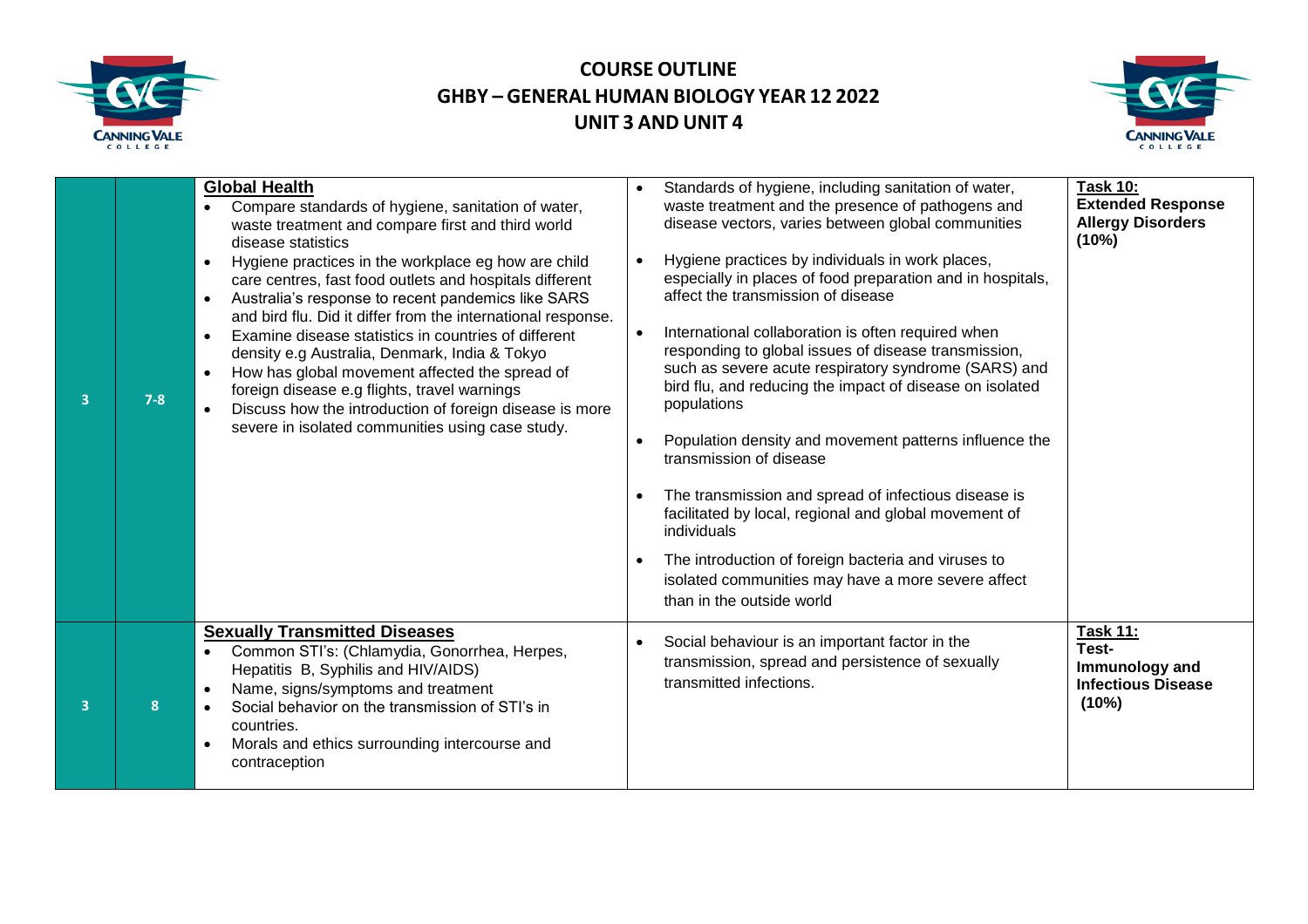# COURSE OUTLINE
## GHBY – GENERAL HUMAN BIOLOGY YEAR 12 2022
## UNIT 3 AND UNIT 4

| | | | | |
|---|---|---|---|---|
| 3 | 7-8 | **Global Health**<br>• Compare standards of hygiene, sanitation of water, waste treatment and compare first and third world disease statistics<br>• Hygiene practices in the workplace eg how are child care centres, fast food outlets and hospitals different<br>• Australia's response to recent pandemics like SARS and bird flu. Did it differ from the international response.<br>• Examine disease statistics in countries of different density e.g Australia, Denmark, India & Tokyo<br>• How has global movement affected the spread of foreign disease e.g flights, travel warnings<br>• Discuss how the introduction of foreign disease is more severe in isolated communities using case study. | • Standards of hygiene, including sanitation of water, waste treatment and the presence of pathogens and disease vectors, varies between global communities<br>• Hygiene practices by individuals in work places, especially in places of food preparation and in hospitals, affect the transmission of disease<br>• International collaboration is often required when responding to global issues of disease transmission, such as severe acute respiratory syndrome (SARS) and bird flu, and reducing the impact of disease on isolated populations<br>• Population density and movement patterns influence the transmission of disease<br>• The transmission and spread of infectious disease is facilitated by local, regional and global movement of individuals<br>• The introduction of foreign bacteria and viruses to isolated communities may have a more severe affect than in the outside world | **Task 10:**<br>**Extended Response Allergy Disorders (10%)** |
| 3 | 8 | **Sexually Transmitted Diseases**<br>• Common STI's: (Chlamydia, Gonorrhea, Herpes, Hepatitis B, Syphilis and HIV/AIDS)<br>• Name, signs/symptoms and treatment<br>• Social behavior on the transmission of STI's in countries.<br>• Morals and ethics surrounding intercourse and contraception | • Social behaviour is an important factor in the transmission, spread and persistence of sexually transmitted infections. | **Task 11:**<br>**Test- Immunology and Infectious Disease (10%)** |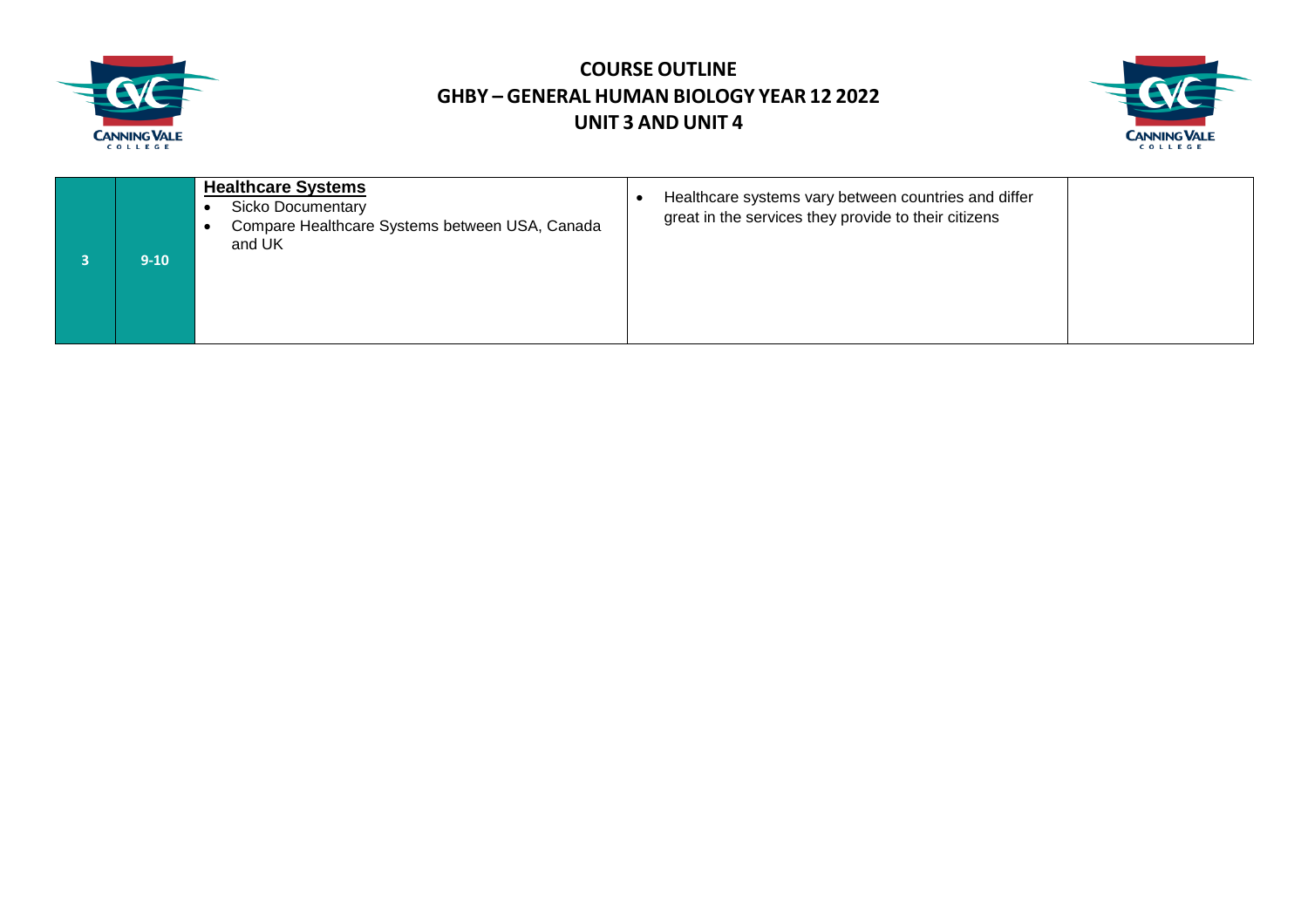| | | | | |
|---|---|---|---|---|
| 3 | 9-10 | **Healthcare Systems**<br>• Sicko Documentary<br>• Compare Healthcare Systems between USA, Canada and UK | • Healthcare systems vary between countries and differ great in the services they provide to their citizens | |